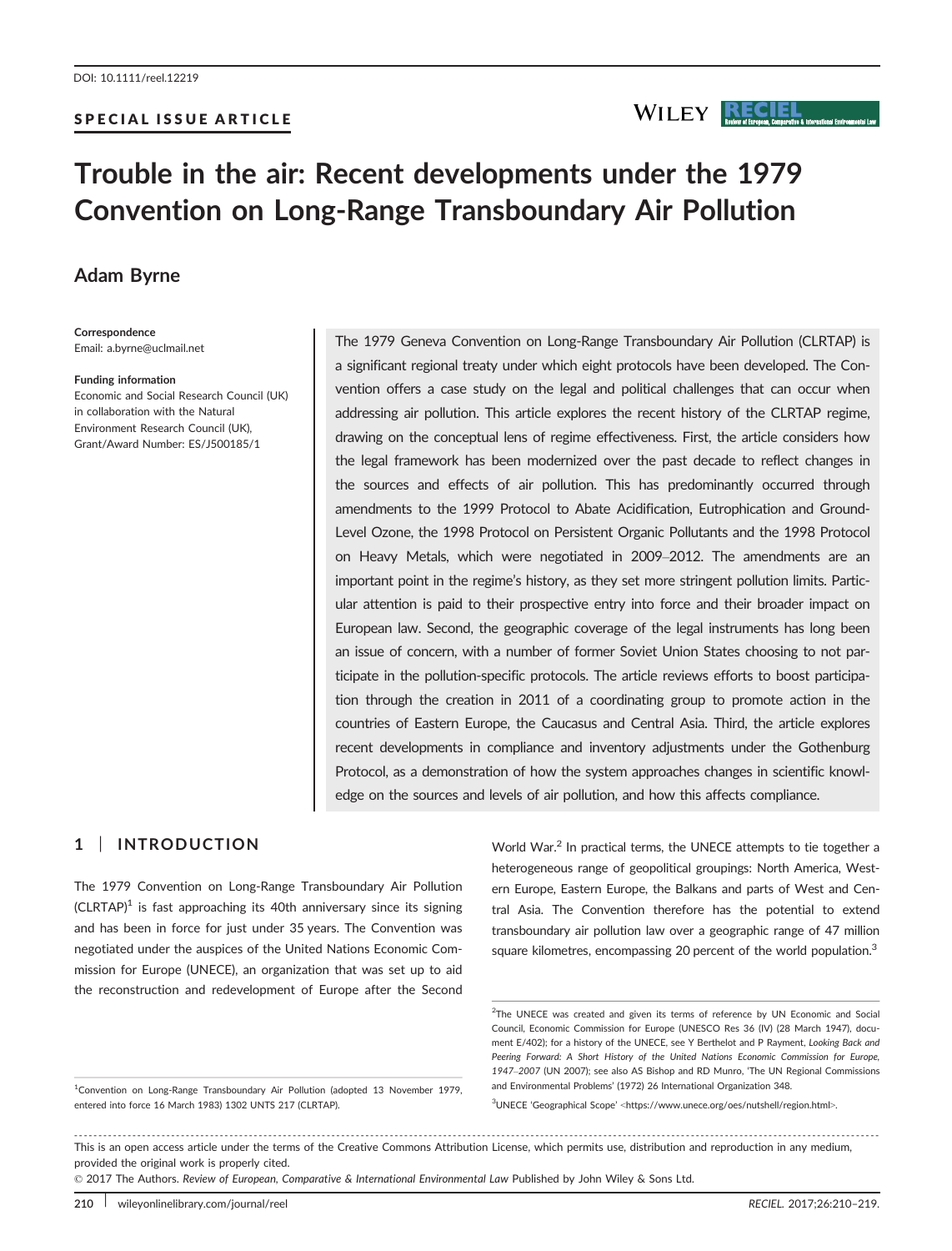DOI: 10.1111/reel.12219

SPECIAL ISSUE ARTICLE

# Trouble in the air: Recent developments under the 1979 Convention on Long-Range Transboundary Air Pollution

**Adam Byrne**

**Correspondence**
Email: a.byrne@uclmail.net

**Funding information**
Economic and Social Research Council (UK) in collaboration with the Natural Environment Research Council (UK), Grant/Award Number: ES/J500185/1

The 1979 Geneva Convention on Long-Range Transboundary Air Pollution (CLRTAP) is a significant regional treaty under which eight protocols have been developed. The Convention offers a case study on the legal and political challenges that can occur when addressing air pollution. This article explores the recent history of the CLRTAP regime, drawing on the conceptual lens of regime effectiveness. First, the article considers how the legal framework has been modernized over the past decade to reflect changes in the sources and effects of air pollution. This has predominantly occurred through amendments to the 1999 Protocol to Abate Acidification, Eutrophication and Ground-Level Ozone, the 1998 Protocol on Persistent Organic Pollutants and the 1998 Protocol on Heavy Metals, which were negotiated in 2009–2012. The amendments are an important point in the regime's history, as they set more stringent pollution limits. Particular attention is paid to their prospective entry into force and their broader impact on European law. Second, the geographic coverage of the legal instruments has long been an issue of concern, with a number of former Soviet Union States choosing to not participate in the pollution-specific protocols. The article reviews efforts to boost participation through the creation in 2011 of a coordinating group to promote action in the countries of Eastern Europe, the Caucasus and Central Asia. Third, the article explores recent developments in compliance and inventory adjustments under the Gothenburg Protocol, as a demonstration of how the system approaches changes in scientific knowledge on the sources and levels of air pollution, and how this affects compliance.

## 1 | INTRODUCTION

The 1979 Convention on Long-Range Transboundary Air Pollution (CLRTAP)[1] is fast approaching its 40th anniversary since its signing and has been in force for just under 35 years. The Convention was negotiated under the auspices of the United Nations Economic Commission for Europe (UNECE), an organization that was set up to aid the reconstruction and redevelopment of Europe after the Second World War.[2] In practical terms, the UNECE attempts to tie together a heterogeneous range of geopolitical groupings: North America, Western Europe, Eastern Europe, the Balkans and parts of West and Central Asia. The Convention therefore has the potential to extend transboundary air pollution law over a geographic range of 47 million square kilometres, encompassing 20 percent of the world population.[3]

[1]Convention on Long-Range Transboundary Air Pollution (adopted 13 November 1979, entered into force 16 March 1983) 1302 UNTS 217 (CLRTAP).

[2]The UNECE was created and given its terms of reference by UN Economic and Social Council, Economic Commission for Europe (UNESCO Res 36 (IV) (28 March 1947), document E/402); for a history of the UNECE, see Y Berthelot and P Rayment, *Looking Back and Peering Forward: A Short History of the United Nations Economic Commission for Europe, 1947–2007* (UN 2007); see also AS Bishop and RD Munro, 'The UN Regional Commissions and Environmental Problems' (1972) 26 International Organization 348.

[3]UNECE 'Geographical Scope' <https://www.unece.org/oes/nutshell/region.html>.

This is an open access article under the terms of the Creative Commons Attribution License, which permits use, distribution and reproduction in any medium, provided the original work is properly cited.
© 2017 The Authors. *Review of European, Comparative & International Environmental Law* Published by John Wiley & Sons Ltd.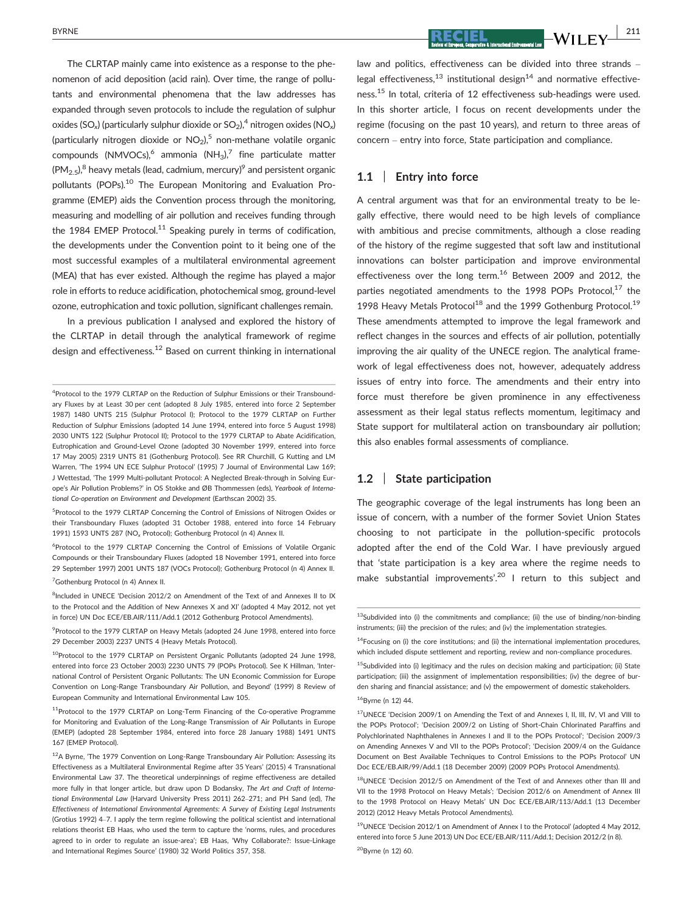The CLRTAP mainly came into existence as a response to the phenomenon of acid deposition (acid rain). Over time, the range of pollutants and environmental phenomena that the law addresses has expanded through seven protocols to include the regulation of sulphur oxides ($SO_x$) (particularly sulphur dioxide or $SO_2$),[4] nitrogen oxides ($NO_x$) (particularly nitrogen dioxide or $NO_2$),[5] non-methane volatile organic compounds (NMVOCs),[6] ammonia ($NH_3$),[7] fine particulate matter ($PM_{2.5}$),[8] heavy metals (lead, cadmium, mercury)[9] and persistent organic pollutants (POPs).[10] The European Monitoring and Evaluation Programme (EMEP) aids the Convention process through the monitoring, measuring and modelling of air pollution and receives funding through the 1984 EMEP Protocol.[11] Speaking purely in terms of codification, the developments under the Convention point to it being one of the most successful examples of a multilateral environmental agreement (MEA) that has ever existed. Although the regime has played a major role in efforts to reduce acidification, photochemical smog, ground-level ozone, eutrophication and toxic pollution, significant challenges remain.

In a previous publication I analysed and explored the history of the CLRTAP in detail through the analytical framework of regime design and effectiveness.[12] Based on current thinking in international law and politics, effectiveness can be divided into three strands – legal effectiveness,[13] institutional design[14] and normative effectiveness.[15] In total, criteria of 12 effectiveness sub-headings were used. In this shorter article, I focus on recent developments under the regime (focusing on the past 10 years), and return to three areas of concern – entry into force, State participation and compliance.

## 1.1 | Entry into force

A central argument was that for an environmental treaty to be legally effective, there would need to be high levels of compliance with ambitious and precise commitments, although a close reading of the history of the regime suggested that soft law and institutional innovations can bolster participation and improve environmental effectiveness over the long term.[16] Between 2009 and 2012, the parties negotiated amendments to the 1998 POPs Protocol,[17] the 1998 Heavy Metals Protocol[18] and the 1999 Gothenburg Protocol.[19] These amendments attempted to improve the legal framework and reflect changes in the sources and effects of air pollution, potentially improving the air quality of the UNECE region. The analytical framework of legal effectiveness does not, however, adequately address issues of entry into force. The amendments and their entry into force must therefore be given prominence in any effectiveness assessment as their legal status reflects momentum, legitimacy and State support for multilateral action on transboundary air pollution; this also enables formal assessments of compliance.

## 1.2 | State participation

The geographic coverage of the legal instruments has long been an issue of concern, with a number of the former Soviet Union States choosing to not participate in the pollution-specific protocols adopted after the end of the Cold War. I have previously argued that 'state participation is a key area where the regime needs to make substantial improvements'.[20] I return to this subject and

---

[4] Protocol to the 1979 CLRTAP on the Reduction of Sulphur Emissions or their Transboundary Fluxes by at Least 30 per cent (adopted 8 July 1985, entered into force 2 September 1987) 1480 UNTS 215 (Sulphur Protocol I); Protocol to the 1979 CLRTAP on Further Reduction of Sulphur Emissions (adopted 14 June 1994, entered into force 5 August 1998) 2030 UNTS 122 (Sulphur Protocol II); Protocol to the 1979 CLRTAP to Abate Acidification, Eutrophication and Ground-Level Ozone (adopted 30 November 1999, entered into force 17 May 2005) 2319 UNTS 81 (Gothenburg Protocol). See RR Churchill, G Kutting and LM Warren, 'The 1994 UN ECE Sulphur Protocol' (1995) 7 Journal of Environmental Law 169; J Wettestad, 'The 1999 Multi-pollutant Protocol: A Neglected Break-through in Solving Europe's Air Pollution Problems?' in OS Stokke and ØB Thommessen (eds), *Yearbook of International Co-operation on Environment and Development* (Earthscan 2002) 35.

[5] Protocol to the 1979 CLRTAP Concerning the Control of Emissions of Nitrogen Oxides or their Transboundary Fluxes (adopted 31 October 1988, entered into force 14 February 1991) 1593 UNTS 287 ($NO_x$ Protocol); Gothenburg Protocol (n 4) Annex II.

[6] Protocol to the 1979 CLRTAP Concerning the Control of Emissions of Volatile Organic Compounds or their Transboundary Fluxes (adopted 18 November 1991, entered into force 29 September 1997) 2001 UNTS 187 (VOCs Protocol); Gothenburg Protocol (n 4) Annex II.

[7] Gothenburg Protocol (n 4) Annex II.

[8] Included in UNECE 'Decision 2012/2 on Amendment of the Text of and Annexes II to IX to the Protocol and the Addition of New Annexes X and XI' (adopted 4 May 2012, not yet in force) UN Doc ECE/EB.AIR/111/Add.1 (2012 Gothenburg Protocol Amendments).

[9] Protocol to the 1979 CLRTAP on Heavy Metals (adopted 24 June 1998, entered into force 29 December 2003) 2237 UNTS 4 (Heavy Metals Protocol).

[10] Protocol to the 1979 CLRTAP on Persistent Organic Pollutants (adopted 24 June 1998, entered into force 23 October 2003) 2230 UNTS 79 (POPs Protocol). See K Hillman, 'International Control of Persistent Organic Pollutants: The UN Economic Commission for Europe Convention on Long-Range Transboundary Air Pollution, and Beyond' (1999) 8 Review of European Community and International Environmental Law 105.

[11] Protocol to the 1979 CLRTAP on Long-Term Financing of the Co-operative Programme for Monitoring and Evaluation of the Long-Range Transmission of Air Pollutants in Europe (EMEP) (adopted 28 September 1984, entered into force 28 January 1988) 1491 UNTS 167 (EMEP Protocol).

[12] A Byrne, 'The 1979 Convention on Long-Range Transboundary Air Pollution: Assessing its Effectiveness as a Multilateral Environmental Regime after 35 Years' (2015) 4 Transnational Environmental Law 37. The theoretical underpinnings of regime effectiveness are detailed more fully in that longer article, but draw upon D Bodansky, *The Art and Craft of International Environmental Law* (Harvard University Press 2011) 262–271; and PH Sand (ed), *The Effectiveness of International Environmental Agreements: A Survey of Existing Legal Instruments* (Grotius 1992) 4–7. I apply the term regime following the political scientist and international relations theorist EB Haas, who used the term to capture the 'norms, rules, and procedures agreed to in order to regulate an issue-area'; EB Haas, 'Why Collaborate?: Issue-Linkage and International Regimes Source' (1980) 32 World Politics 357, 358.

[13] Subdivided into (i) the commitments and compliance; (ii) the use of binding/non-binding instruments; (iii) the precision of the rules; and (iv) the implementation strategies.

[14] Focusing on (i) the core institutions; and (ii) the international implementation procedures, which included dispute settlement and reporting, review and non-compliance procedures.

[15] Subdivided into (i) legitimacy and the rules on decision making and participation; (ii) State participation; (iii) the assignment of implementation responsibilities; (iv) the degree of burden sharing and financial assistance; and (v) the empowerment of domestic stakeholders.

[16] Byrne (n 12) 44.

[17] UNECE 'Decision 2009/1 on Amending the Text of and Annexes I, II, III, IV, VI and VIII to the POPs Protocol'; 'Decision 2009/2 on Listing of Short-Chain Chlorinated Paraffins and Polychlorinated Naphthalenes in Annexes I and II to the POPs Protocol'; 'Decision 2009/3 on Amending Annexes V and VII to the POPs Protocol'; 'Decision 2009/4 on the Guidance Document on Best Available Techniques to Control Emissions to the POPs Protocol' UN Doc ECE/EB.AIR/99/Add.1 (18 December 2009) (2009 POPs Protocol Amendments).

[18] UNECE 'Decision 2012/5 on Amendment of the Text of and Annexes other than III and VII to the 1998 Protocol on Heavy Metals'; 'Decision 2012/6 on Amendment of Annex III to the 1998 Protocol on Heavy Metals' UN Doc ECE/EB.AIR/113/Add.1 (13 December 2012) (2012 Heavy Metals Protocol Amendments).

[19] UNECE 'Decision 2012/1 on Amendment of Annex I to the Protocol' (adopted 4 May 2012, entered into force 5 June 2013) UN Doc ECE/EB.AIR/111/Add.1; Decision 2012/2 (n 8).

[20] Byrne (n 12) 60.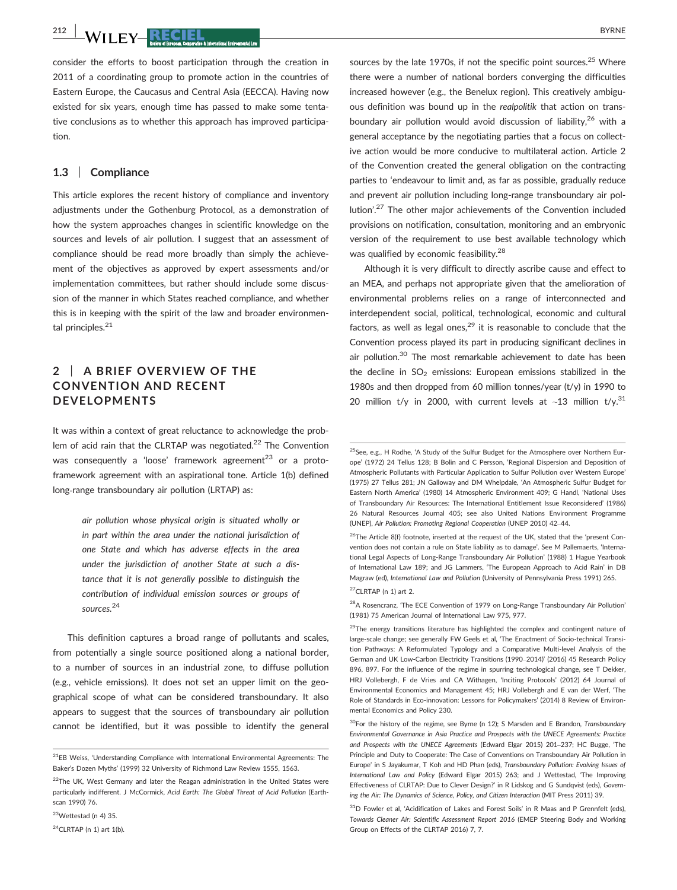consider the efforts to boost participation through the creation in 2011 of a coordinating group to promote action in the countries of Eastern Europe, the Caucasus and Central Asia (EECCA). Having now existed for six years, enough time has passed to make some tentative conclusions as to whether this approach has improved participation.

### 1.3 | Compliance

This article explores the recent history of compliance and inventory adjustments under the Gothenburg Protocol, as a demonstration of how the system approaches changes in scientific knowledge on the sources and levels of air pollution. I suggest that an assessment of compliance should be read more broadly than simply the achievement of the objectives as approved by expert assessments and/or implementation committees, but rather should include some discussion of the manner in which States reached compliance, and whether this is in keeping with the spirit of the law and broader environmental principles.[21]

## 2 | A BRIEF OVERVIEW OF THE CONVENTION AND RECENT DEVELOPMENTS

It was within a context of great reluctance to acknowledge the problem of acid rain that the CLRTAP was negotiated.[22] The Convention was consequently a 'loose' framework agreement[23] or a proto-framework agreement with an aspirational tone. Article 1(b) defined long-range transboundary air pollution (LRTAP) as:

> *air pollution whose physical origin is situated wholly or in part within the area under the national jurisdiction of one State and which has adverse effects in the area under the jurisdiction of another State at such a distance that it is not generally possible to distinguish the contribution of individual emission sources or groups of sources.*[24]

This definition captures a broad range of pollutants and scales, from potentially a single source positioned along a national border, to a number of sources in an industrial zone, to diffuse pollution (e.g., vehicle emissions). It does not set an upper limit on the geographical scope of what can be considered transboundary. It also appears to suggest that the sources of transboundary air pollution cannot be identified, but it was possible to identify the general sources by the late 1970s, if not the specific point sources.[25] Where there were a number of national borders converging the difficulties increased however (e.g., the Benelux region). This creatively ambiguous definition was bound up in the *realpolitik* that action on transboundary air pollution would avoid discussion of liability,[26] with a general acceptance by the negotiating parties that a focus on collective action would be more conducive to multilateral action. Article 2 of the Convention created the general obligation on the contracting parties to 'endeavour to limit and, as far as possible, gradually reduce and prevent air pollution including long-range transboundary air pollution'.[27] The other major achievements of the Convention included provisions on notification, consultation, monitoring and an embryonic version of the requirement to use best available technology which was qualified by economic feasibility.[28]

Although it is very difficult to directly ascribe cause and effect to an MEA, and perhaps not appropriate given that the amelioration of environmental problems relies on a range of interconnected and interdependent social, political, technological, economic and cultural factors, as well as legal ones,[29] it is reasonable to conclude that the Convention process played its part in producing significant declines in air pollution.[30] The most remarkable achievement to date has been the decline in $SO_2$ emissions: European emissions stabilized in the 1980s and then dropped from 60 million tonnes/year (t/y) in 1990 to 20 million t/y in 2000, with current levels at ~13 million t/y.[31]

---

[21] EB Weiss, 'Understanding Compliance with International Environmental Agreements: The Baker's Dozen Myths' (1999) 32 University of Richmond Law Review 1555, 1563.

[22] The UK, West Germany and later the Reagan administration in the United States were particularly indifferent. J McCormick, *Acid Earth: The Global Threat of Acid Pollution* (Earthscan 1990) 76.

[23] Wettestad (n 4) 35.

[24] CLRTAP (n 1) art 1(b).

[25] See, e.g., H Rodhe, 'A Study of the Sulfur Budget for the Atmosphere over Northern Europe' (1972) 24 Tellus 128; B Bolin and C Persson, 'Regional Dispersion and Deposition of Atmospheric Pollutants with Particular Application to Sulfur Pollution over Western Europe' (1975) 27 Tellus 281; JN Galloway and DM Whelpdale, 'An Atmospheric Sulfur Budget for Eastern North America' (1980) 14 Atmospheric Environment 409; G Handl, 'National Uses of Transboundary Air Resources: The International Entitlement Issue Reconsidered' (1986) 26 Natural Resources Journal 405; see also United Nations Environment Programme (UNEP), *Air Pollution: Promoting Regional Cooperation* (UNEP 2010) 42–44.

[26] The Article 8(f) footnote, inserted at the request of the UK, stated that the 'present Convention does not contain a rule on State liability as to damage'. See M Pallemaerts, 'International Legal Aspects of Long-Range Transboundary Air Pollution' (1988) 1 Hague Yearbook of International Law 189; and JG Lammers, 'The European Approach to Acid Rain' in DB Magraw (ed), *International Law and Pollution* (University of Pennsylvania Press 1991) 265.

[27] CLRTAP (n 1) art 2.

[28] A Rosencranz, 'The ECE Convention of 1979 on Long-Range Transboundary Air Pollution' (1981) 75 American Journal of International Law 975, 977.

[29] The energy transitions literature has highlighted the complex and contingent nature of large-scale change; see generally FW Geels et al, 'The Enactment of Socio-technical Transition Pathways: A Reformulated Typology and a Comparative Multi-level Analysis of the German and UK Low-Carbon Electricity Transitions (1990–2014)' (2016) 45 Research Policy 896, 897. For the influence of the regime in spurring technological change, see T Dekker, HRJ Vollebergh, F de Vries and CA Withagen, 'Inciting Protocols' (2012) 64 Journal of Environmental Economics and Management 45; HRJ Vollebergh and E van der Werf, 'The Role of Standards in Eco-innovation: Lessons for Policymakers' (2014) 8 Review of Environmental Economics and Policy 230.

[30] For the history of the regime, see Byrne (n 12); S Marsden and E Brandon, *Transboundary Environmental Governance in Asia Practice and Prospects with the UNECE Agreements: Practice and Prospects with the UNECE Agreements* (Edward Elgar 2015) 201–237; HC Bugge, 'The Principle and Duty to Cooperate: The Case of Conventions on Transboundary Air Pollution in Europe' in S Jayakumar, T Koh and HD Phan (eds), *Transboundary Pollution: Evolving Issues of International Law and Policy* (Edward Elgar 2015) 263; and J Wettestad, 'The Improving Effectiveness of CLRTAP: Due to Clever Design?' in R Lidskog and G Sundqvist (eds), *Governing the Air: The Dynamics of Science, Policy, and Citizen Interaction* (MIT Press 2011) 39.

[31] D Fowler et al, 'Acidification of Lakes and Forest Soils' in R Maas and P Grennfelt (eds), *Towards Cleaner Air: Scientific Assessment Report 2016* (EMEP Steering Body and Working Group on Effects of the CLRTAP 2016) 7, 7.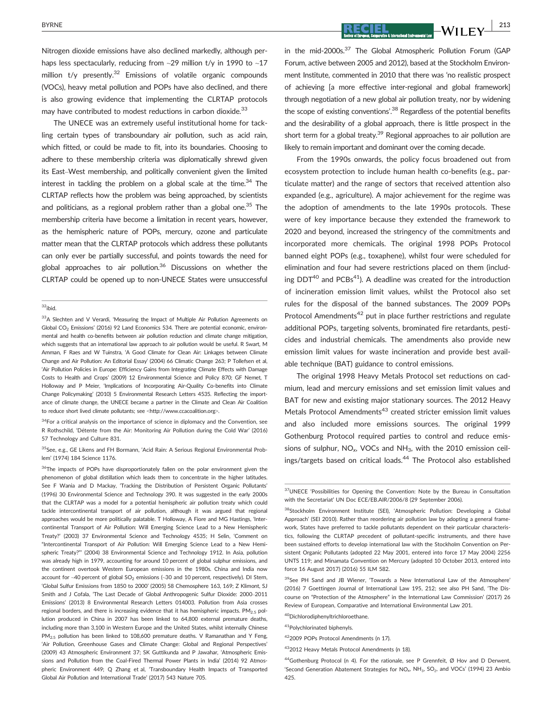Nitrogen dioxide emissions have also declined markedly, although perhaps less spectacularly, reducing from ~29 million t/y in 1990 to ~17 million t/y presently.[32] Emissions of volatile organic compounds (VOCs), heavy metal pollution and POPs have also declined, and there is also growing evidence that implementing the CLRTAP protocols may have contributed to modest reductions in carbon dioxide.[33]

The UNECE was an extremely useful institutional home for tackling certain types of transboundary air pollution, such as acid rain, which fitted, or could be made to fit, into its boundaries. Choosing to adhere to these membership criteria was diplomatically shrewd given its East–West membership, and politically convenient given the limited interest in tackling the problem on a global scale at the time.[34] The CLRTAP reflects how the problem was being approached, by scientists and politicians, as a regional problem rather than a global one.[35] The membership criteria have become a limitation in recent years, however, as the hemispheric nature of POPs, mercury, ozone and particulate matter mean that the CLRTAP protocols which address these pollutants can only ever be partially successful, and points towards the need for global approaches to air pollution.[36] Discussions on whether the CLRTAP could be opened up to non-UNECE States were unsuccessful in the mid-2000s.[37] The Global Atmospheric Pollution Forum (GAP Forum, active between 2005 and 2012), based at the Stockholm Environment Institute, commented in 2010 that there was 'no realistic prospect of achieving [a more effective inter-regional and global framework] through negotiation of a new global air pollution treaty, nor by widening the scope of existing conventions'.[38] Regardless of the potential benefits and the desirability of a global approach, there is little prospect in the short term for a global treaty.[39] Regional approaches to air pollution are likely to remain important and dominant over the coming decade.

From the 1990s onwards, the policy focus broadened out from ecosystem protection to include human health co-benefits (e.g., particulate matter) and the range of sectors that received attention also expanded (e.g., agriculture). A major achievement for the regime was the adoption of amendments to the late 1990s protocols. These were of key importance because they extended the framework to 2020 and beyond, increased the stringency of the commitments and incorporated more chemicals. The original 1998 POPs Protocol banned eight POPs (e.g., toxaphene), whilst four were scheduled for elimination and four had severe restrictions placed on them (including DDT[40] and PCBs[41]). A deadline was created for the introduction of incineration emission limit values, whilst the Protocol also set rules for the disposal of the banned substances. The 2009 POPs Protocol Amendments[42] put in place further restrictions and regulate additional POPs, targeting solvents, brominated fire retardants, pesticides and industrial chemicals. The amendments also provide new emission limit values for waste incineration and provide best available technique (BAT) guidance to control emissions.

The original 1998 Heavy Metals Protocol set reductions on cadmium, lead and mercury emissions and set emission limit values and BAT for new and existing major stationary sources. The 2012 Heavy Metals Protocol Amendments[43] created stricter emission limit values and also included more emissions sources. The original 1999 Gothenburg Protocol required parties to control and reduce emissions of sulphur, $NO_x$, VOCs and $NH_3$, with the 2010 emission ceilings/targets based on critical loads.[44] The Protocol also established

---

[32] Ibid.

[33] A Slechten and V Verardi, 'Measuring the Impact of Multiple Air Pollution Agreements on Global $CO_2$ Emissions' (2016) 92 Land Economics 534. There are potential economic, environmental and health co-benefits between air pollution reduction and climate change mitigation, which suggests that an international law approach to air pollution would be useful. R Swart, M Amman, F Raes and W Tuinstra, 'A Good Climate for Clean Air: Linkages between Climate Change and Air Pollution: An Editorial Essay' (2004) 66 Climatic Change 263; P Tollefsen et al, 'Air Pollution Policies in Europe: Efficiency Gains from Integrating Climate Effects with Damage Costs to Health and Crops' (2009) 12 Environmental Science and Policy 870; GF Nemet, T Holloway and P Meier, 'Implications of Incorporating Air-Quality Co-benefits into Climate Change Policymaking' (2010) 5 Environmental Research Letters 4535. Reflecting the importance of climate change, the UNECE became a partner in the Climate and Clean Air Coalition to reduce short lived climate pollutants; see <http://www.ccacoalition.org>.

[34] For a critical analysis on the importance of science in diplomacy and the Convention, see R Rothschild, 'Détente from the Air: Monitoring Air Pollution during the Cold War' (2016) 57 Technology and Culture 831.

[35] See, e.g., GE Likens and FH Bormann, 'Acid Rain: A Serious Regional Environmental Problem' (1974) 184 Science 1176.

[36] The impacts of POPs have disproportionately fallen on the polar environment given the phenomenon of global distillation which leads them to concentrate in the higher latitudes. See F Wania and D Mackay, 'Tracking the Distribution of Persistent Organic Pollutants' (1996) 30 Environmental Science and Technology 390. It was suggested in the early 2000s that the CLRTAP was a model for a potential hemispheric air pollution treaty which could tackle intercontinental transport of air pollution, although it was argued that regional approaches would be more politically palatable. T Holloway, A Fiore and MG Hastings, 'Intercontinental Transport of Air Pollution: Will Emerging Science Lead to a New Hemispheric Treaty?' (2003) 37 Environmental Science and Technology 4535; H Selin, 'Comment on "Intercontinental Transport of Air Pollution: Will Emerging Science Lead to a New Hemispheric Treaty?"' (2004) 38 Environmental Science and Technology 1912. In Asia, pollution was already high in 1979, accounting for around 10 percent of global sulphur emissions, and the continent overtook Western European emissions in the 1980s. China and India now account for ~40 percent of global $SO_2$ emissions (~30 and 10 percent, respectively). DI Stern, 'Global Sulfur Emissions from 1850 to 2000' (2005) 58 Chemosphere 163, 169; Z Klimont, SJ Smith and J Cofala, 'The Last Decade of Global Anthropogenic Sulfur Dioxide: 2000–2011 Emissions' (2013) 8 Environmental Research Letters 014003. Pollution from Asia crosses regional borders, and there is increasing evidence that it has hemispheric impacts. $PM_{2.5}$ pollution produced in China in 2007 has been linked to 64,800 external premature deaths, including more than 3,100 in Western Europe and the United States, whilst internally Chinese $PM_{2.5}$ pollution has been linked to 108,600 premature deaths. V Ramanathan and Y Feng, 'Air Pollution, Greenhouse Gases and Climate Change: Global and Regional Perspectives' (2009) 43 Atmospheric Environment 37; SK Guttikunda and P Jawahar, 'Atmospheric Emissions and Pollution from the Coal-Fired Thermal Power Plants in India' (2014) 92 Atmospheric Environment 449; Q Zhang et al, 'Transboundary Health Impacts of Transported Global Air Pollution and International Trade' (2017) 543 Nature 705.

[37] UNECE 'Possibilities for Opening the Convention: Note by the Bureau in Consultation with the Secretariat' UN Doc ECE/EB.AIR/2006/8 (29 September 2006).

[38] Stockholm Environment Institute (SEI), 'Atmospheric Pollution: Developing a Global Approach' (SEI 2010). Rather than reordering air pollution law by adopting a general framework, States have preferred to tackle pollutants dependent on their particular characteristics, following the CLRTAP precedent of pollutant-specific instruments, and there have been sustained efforts to develop international law with the Stockholm Convention on Persistent Organic Pollutants (adopted 22 May 2001, entered into force 17 May 2004) 2256 UNTS 119; and Minamata Convention on Mercury (adopted 10 October 2013, entered into force 16 August 2017) (2016) 55 ILM 582.

[39] See PH Sand and JB Wiener, 'Towards a New International Law of the Atmosphere' (2016) 7 Goettingen Journal of International Law 195, 212; see also PH Sand, 'The Discourse on "Protection of the Atmosphere" in the International Law Commission' (2017) 26 Review of European, Comparative and International Environmental Law 201.

[40] Dichlorodiphenyltrichloroethane.

[41] Polychlorinated biphenyls.

[42] 2009 POPs Protocol Amendments (n 17).

[43] 2012 Heavy Metals Protocol Amendments (n 18).

[44] Gothenburg Protocol (n 4). For the rationale, see P Grennfeit, Ø Hov and D Derwent, 'Second Generation Abatement Strategies for $NO_x$, $NH_3$, $SO_2$, and VOCs' (1994) 23 Ambio 425.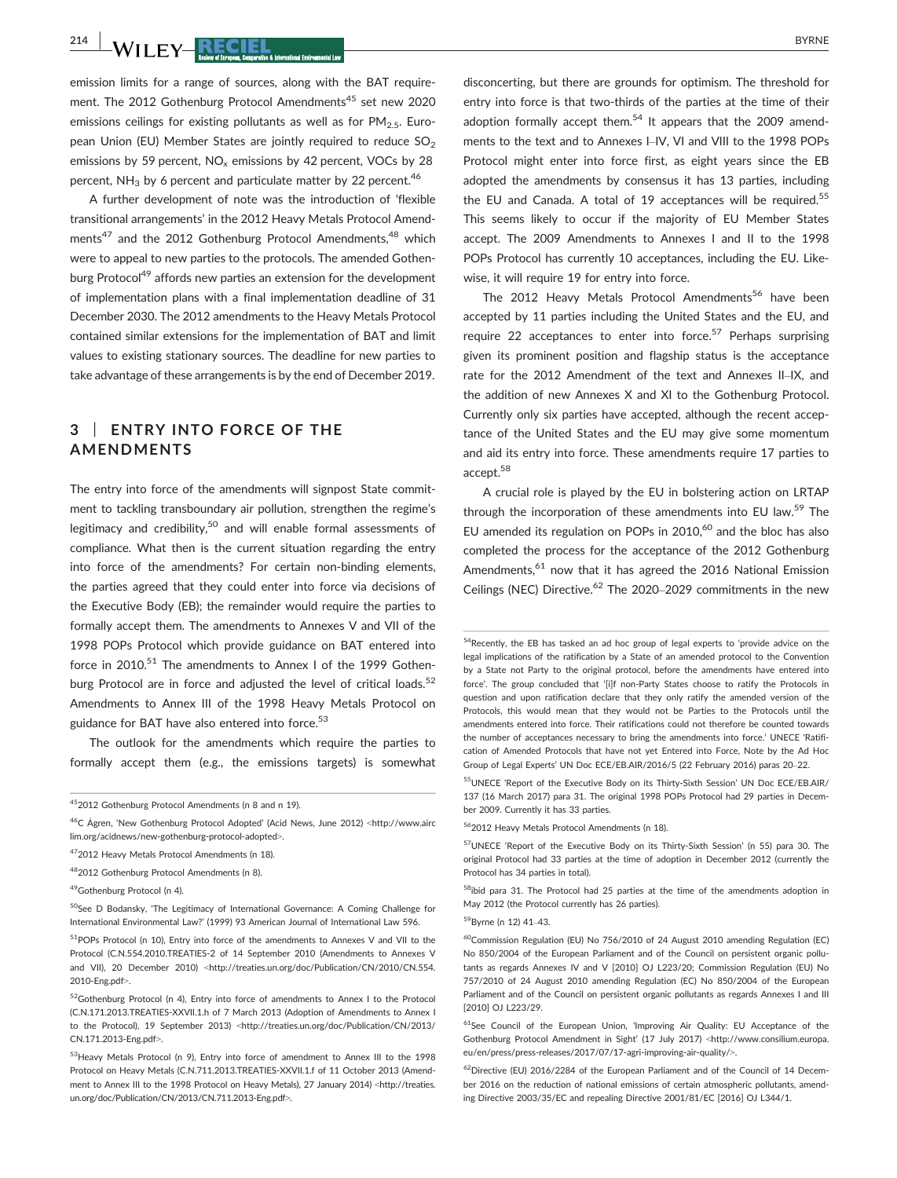emission limits for a range of sources, along with the BAT requirement. The 2012 Gothenburg Protocol Amendments[45] set new 2020 emissions ceilings for existing pollutants as well as for $PM_{2.5}$. European Union (EU) Member States are jointly required to reduce $SO_2$ emissions by 59 percent, $NO_x$ emissions by 42 percent, VOCs by 28 percent, $NH_3$ by 6 percent and particulate matter by 22 percent.[46]

A further development of note was the introduction of 'flexible transitional arrangements' in the 2012 Heavy Metals Protocol Amendments[47] and the 2012 Gothenburg Protocol Amendments,[48] which were to appeal to new parties to the protocols. The amended Gothenburg Protocol[49] affords new parties an extension for the development of implementation plans with a final implementation deadline of 31 December 2030. The 2012 amendments to the Heavy Metals Protocol contained similar extensions for the implementation of BAT and limit values to existing stationary sources. The deadline for new parties to take advantage of these arrangements is by the end of December 2019.

## 3 | ENTRY INTO FORCE OF THE AMENDMENTS

The entry into force of the amendments will signpost State commitment to tackling transboundary air pollution, strengthen the regime's legitimacy and credibility,[50] and will enable formal assessments of compliance. What then is the current situation regarding the entry into force of the amendments? For certain non-binding elements, the parties agreed that they could enter into force via decisions of the Executive Body (EB); the remainder would require the parties to formally accept them. The amendments to Annexes V and VII of the 1998 POPs Protocol which provide guidance on BAT entered into force in 2010.[51] The amendments to Annex I of the 1999 Gothenburg Protocol are in force and adjusted the level of critical loads.[52] Amendments to Annex III of the 1998 Heavy Metals Protocol on guidance for BAT have also entered into force.[53]

The outlook for the amendments which require the parties to formally accept them (e.g., the emissions targets) is somewhat disconcerting, but there are grounds for optimism. The threshold for entry into force is that two-thirds of the parties at the time of their adoption formally accept them.[54] It appears that the 2009 amendments to the text and to Annexes I–IV, VI and VIII to the 1998 POPs Protocol might enter into force first, as eight years since the EB adopted the amendments by consensus it has 13 parties, including the EU and Canada. A total of 19 acceptances will be required.[55] This seems likely to occur if the majority of EU Member States accept. The 2009 Amendments to Annexes I and II to the 1998 POPs Protocol has currently 10 acceptances, including the EU. Likewise, it will require 19 for entry into force.

The 2012 Heavy Metals Protocol Amendments[56] have been accepted by 11 parties including the United States and the EU, and require 22 acceptances to enter into force.[57] Perhaps surprising given its prominent position and flagship status is the acceptance rate for the 2012 Amendment of the text and Annexes II–IX, and the addition of new Annexes X and XI to the Gothenburg Protocol. Currently only six parties have accepted, although the recent acceptance of the United States and the EU may give some momentum and aid its entry into force. These amendments require 17 parties to accept.[58]

A crucial role is played by the EU in bolstering action on LRTAP through the incorporation of these amendments into EU law.[59] The EU amended its regulation on POPs in 2010,[60] and the bloc has also completed the process for the acceptance of the 2012 Gothenburg Amendments,[61] now that it has agreed the 2016 National Emission Ceilings (NEC) Directive.[62] The 2020–2029 commitments in the new

---

[45] 2012 Gothenburg Protocol Amendments (n 8 and n 19).

[46] C Ågren, 'New Gothenburg Protocol Adopted' (Acid News, June 2012) <http://www.airclim.org/acidnews/new-gothenburg-protocol-adopted>.

[47] 2012 Heavy Metals Protocol Amendments (n 18).

[48] 2012 Gothenburg Protocol Amendments (n 8).

[49] Gothenburg Protocol (n 4).

[50] See D Bodansky, 'The Legitimacy of International Governance: A Coming Challenge for International Environmental Law?' (1999) 93 American Journal of International Law 596.

[51] POPs Protocol (n 10), Entry into force of the amendments to Annexes V and VII to the Protocol (C.N.554.2010.TREATIES-2 of 14 September 2010 (Amendments to Annexes V and VII), 20 December 2010) <http://treaties.un.org/doc/Publication/CN/2010/CN.554.2010-Eng.pdf>.

[52] Gothenburg Protocol (n 4), Entry into force of amendments to Annex I to the Protocol (C.N.171.2013.TREATIES-XXVII.1.h of 7 March 2013 (Adoption of Amendments to Annex I to the Protocol), 19 September 2013) <http://treaties.un.org/doc/Publication/CN/2013/CN.171.2013-Eng.pdf>.

[53] Heavy Metals Protocol (n 9), Entry into force of amendment to Annex III to the 1998 Protocol on Heavy Metals (C.N.711.2013.TREATIES-XXVII.1.f of 11 October 2013 (Amendment to Annex III to the 1998 Protocol on Heavy Metals), 27 January 2014) <http://treaties.un.org/doc/Publication/CN/2013/CN.711.2013-Eng.pdf>.

[54] Recently, the EB has tasked an ad hoc group of legal experts to 'provide advice on the legal implications of the ratification by a State of an amended protocol to the Convention by a State not Party to the original protocol, before the amendments have entered into force'. The group concluded that '[i]f non-Party States choose to ratify the Protocols in question and upon ratification declare that they only ratify the amended version of the Protocols, this would mean that they would not be Parties to the Protocols until the amendments entered into force. Their ratifications could not therefore be counted towards the number of acceptances necessary to bring the amendments into force.' UNECE 'Ratification of Amended Protocols that have not yet Entered into Force, Note by the Ad Hoc Group of Legal Experts' UN Doc ECE/EB.AIR/2016/5 (22 February 2016) paras 20–22.

[55] UNECE 'Report of the Executive Body on its Thirty-Sixth Session' UN Doc ECE/EB.AIR/137 (16 March 2017) para 31. The original 1998 POPs Protocol had 29 parties in December 2009. Currently it has 33 parties.

[56] 2012 Heavy Metals Protocol Amendments (n 18).

[57] UNECE 'Report of the Executive Body on its Thirty-Sixth Session' (n 55) para 30. The original Protocol had 33 parties at the time of adoption in December 2012 (currently the Protocol has 34 parties in total).

[58] ibid para 31. The Protocol had 25 parties at the time of the amendments adoption in May 2012 (the Protocol currently has 26 parties).

[59] Byrne (n 12) 41–43.

[60] Commission Regulation (EU) No 756/2010 of 24 August 2010 amending Regulation (EC) No 850/2004 of the European Parliament and of the Council on persistent organic pollutants as regards Annexes IV and V [2010] OJ L223/20; Commission Regulation (EU) No 757/2010 of 24 August 2010 amending Regulation (EC) No 850/2004 of the European Parliament and of the Council on persistent organic pollutants as regards Annexes I and III [2010] OJ L223/29.

[61] See Council of the European Union, 'Improving Air Quality: EU Acceptance of the Gothenburg Protocol Amendment in Sight' (17 July 2017) <http://www.consilium.europa.eu/en/press/press-releases/2017/07/17-agri-improving-air-quality/>.

[62] Directive (EU) 2016/2284 of the European Parliament and of the Council of 14 December 2016 on the reduction of national emissions of certain atmospheric pollutants, amending Directive 2003/35/EC and repealing Directive 2001/81/EC [2016] OJ L344/1.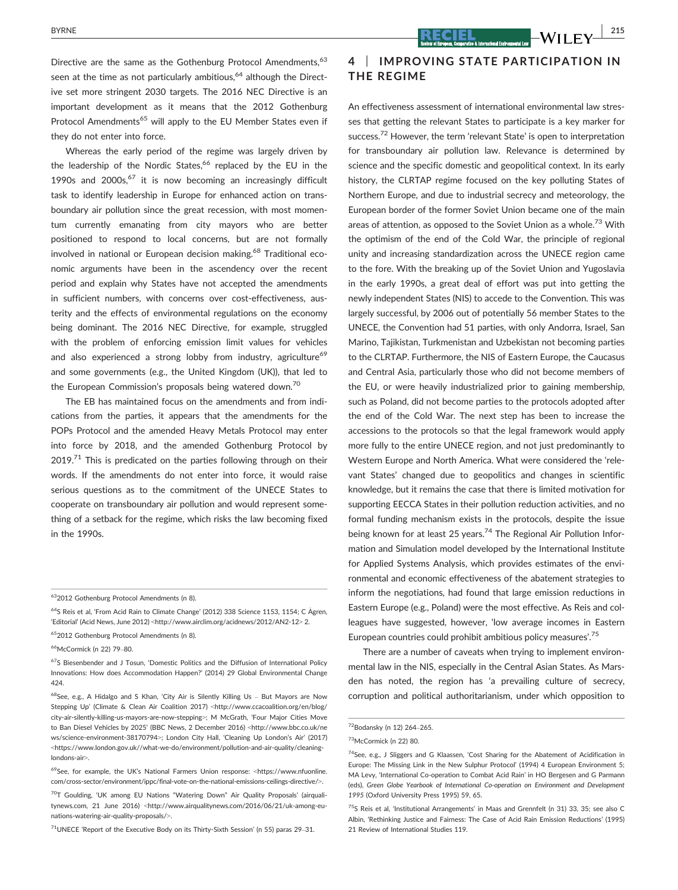Directive are the same as the Gothenburg Protocol Amendments,[63] seen at the time as not particularly ambitious,[64] although the Directive set more stringent 2030 targets. The 2016 NEC Directive is an important development as it means that the 2012 Gothenburg Protocol Amendments[65] will apply to the EU Member States even if they do not enter into force.

Whereas the early period of the regime was largely driven by the leadership of the Nordic States,[66] replaced by the EU in the 1990s and 2000s,[67] it is now becoming an increasingly difficult task to identify leadership in Europe for enhanced action on transboundary air pollution since the great recession, with most momentum currently emanating from city mayors who are better positioned to respond to local concerns, but are not formally involved in national or European decision making.[68] Traditional economic arguments have been in the ascendency over the recent period and explain why States have not accepted the amendments in sufficient numbers, with concerns over cost-effectiveness, austerity and the effects of environmental regulations on the economy being dominant. The 2016 NEC Directive, for example, struggled with the problem of enforcing emission limit values for vehicles and also experienced a strong lobby from industry, agriculture[69] and some governments (e.g., the United Kingdom (UK)), that led to the European Commission's proposals being watered down.[70]

The EB has maintained focus on the amendments and from indications from the parties, it appears that the amendments for the POPs Protocol and the amended Heavy Metals Protocol may enter into force by 2018, and the amended Gothenburg Protocol by 2019.[71] This is predicated on the parties following through on their words. If the amendments do not enter into force, it would raise serious questions as to the commitment of the UNECE States to cooperate on transboundary air pollution and would represent something of a setback for the regime, which risks the law becoming fixed in the 1990s.

## 4 | IMPROVING STATE PARTICIPATION IN THE REGIME

An effectiveness assessment of international environmental law stresses that getting the relevant States to participate is a key marker for success.[72] However, the term 'relevant State' is open to interpretation for transboundary air pollution law. Relevance is determined by science and the specific domestic and geopolitical context. In its early history, the CLRTAP regime focused on the key polluting States of Northern Europe, and due to industrial secrecy and meteorology, the European border of the former Soviet Union became one of the main areas of attention, as opposed to the Soviet Union as a whole.[73] With the optimism of the end of the Cold War, the principle of regional unity and increasing standardization across the UNECE region came to the fore. With the breaking up of the Soviet Union and Yugoslavia in the early 1990s, a great deal of effort was put into getting the newly independent States (NIS) to accede to the Convention. This was largely successful, by 2006 out of potentially 56 member States to the UNECE, the Convention had 51 parties, with only Andorra, Israel, San Marino, Tajikistan, Turkmenistan and Uzbekistan not becoming parties to the CLRTAP. Furthermore, the NIS of Eastern Europe, the Caucasus and Central Asia, particularly those who did not become members of the EU, or were heavily industrialized prior to gaining membership, such as Poland, did not become parties to the protocols adopted after the end of the Cold War. The next step has been to increase the accessions to the protocols so that the legal framework would apply more fully to the entire UNECE region, and not just predominantly to Western Europe and North America. What were considered the 'relevant States' changed due to geopolitics and changes in scientific knowledge, but it remains the case that there is limited motivation for supporting EECCA States in their pollution reduction activities, and no formal funding mechanism exists in the protocols, despite the issue being known for at least 25 years.[74] The Regional Air Pollution Information and Simulation model developed by the International Institute for Applied Systems Analysis, which provides estimates of the environmental and economic effectiveness of the abatement strategies to inform the negotiations, had found that large emission reductions in Eastern Europe (e.g., Poland) were the most effective. As Reis and colleagues have suggested, however, 'low average incomes in Eastern European countries could prohibit ambitious policy measures'.[75]

There are a number of caveats when trying to implement environmental law in the NIS, especially in the Central Asian States. As Marsden has noted, the region has 'a prevailing culture of secrecy, corruption and political authoritarianism, under which opposition to

---

[63] 2012 Gothenburg Protocol Amendments (n 8).

[64] S Reis et al, 'From Acid Rain to Climate Change' (2012) 338 Science 1153, 1154; C Ågren, 'Editorial' (Acid News, June 2012) <http://www.airclim.org/acidnews/2012/AN2-12> 2.

[65] 2012 Gothenburg Protocol Amendments (n 8).

[66] McCormick (n 22) 79–80.

[67] S Biesenbender and J Tosun, 'Domestic Politics and the Diffusion of International Policy Innovations: How does Accommodation Happen?' (2014) 29 Global Environmental Change 424.

[68] See, e.g., A Hidalgo and S Khan, 'City Air is Silently Killing Us – But Mayors are Now Stepping Up' (Climate & Clean Air Coalition 2017) <http://www.ccacoalition.org/en/blog/city-air-silently-killing-us-mayors-are-now-stepping>; M McGrath, 'Four Major Cities Move to Ban Diesel Vehicles by 2025' (BBC News, 2 December 2016) <http://www.bbc.co.uk/news/science-environment-38170794>; London City Hall, 'Cleaning Up London's Air' (2017) <https://www.london.gov.uk//what-we-do/environment/pollution-and-air-quality/cleaning-londons-air>.

[69] See, for example, the UK's National Farmers Union response: <https://www.nfuonline.com/cross-sector/environment/ippc/final-vote-on-the-national-emissions-ceilings-directive/>.

[70] T Goulding, 'UK among EU Nations "Watering Down" Air Quality Proposals' (airqualitynews.com, 21 June 2016) <http://www.airqualitynews.com/2016/06/21/uk-among-eu-nations-watering-air-quality-proposals/>.

[71] UNECE 'Report of the Executive Body on its Thirty-Sixth Session' (n 55) paras 29–31.

[72] Bodansky (n 12) 264–265.

[73] McCormick (n 22) 80.

[74] See, e.g., J Sliggers and G Klaassen, 'Cost Sharing for the Abatement of Acidification in Europe: The Missing Link in the New Sulphur Protocol' (1994) 4 European Environment 5; MA Levy, 'International Co-operation to Combat Acid Rain' in HO Bergesen and G Parmann (eds), *Green Globe Yearbook of International Co-operation on Environment and Development 1995* (Oxford University Press 1995) 59, 65.

[75] S Reis et al, 'Institutional Arrangements' in Maas and Grennfelt (n 31) 33, 35; see also C Albin, 'Rethinking Justice and Fairness: The Case of Acid Rain Emission Reductions' (1995) 21 Review of International Studies 119.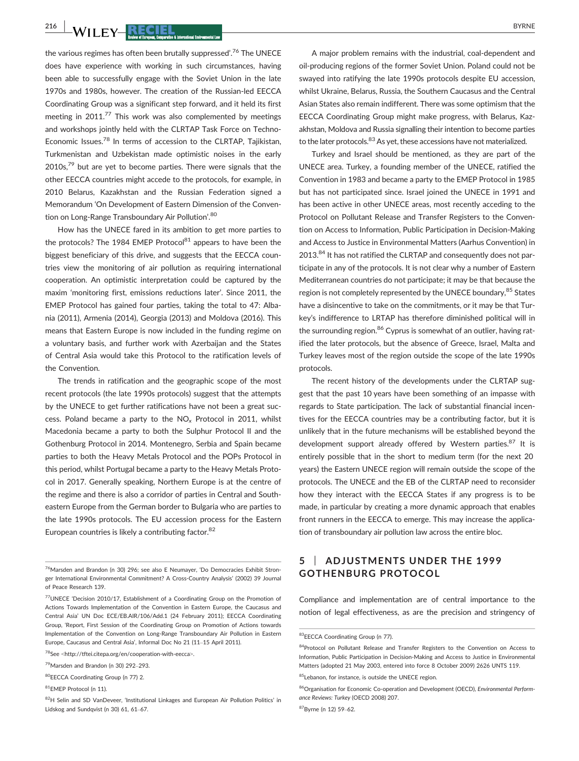the various regimes has often been brutally suppressed'.[76] The UNECE does have experience with working in such circumstances, having been able to successfully engage with the Soviet Union in the late 1970s and 1980s, however. The creation of the Russian-led EECCA Coordinating Group was a significant step forward, and it held its first meeting in 2011.[77] This work was also complemented by meetings and workshops jointly held with the CLRTAP Task Force on Techno-Economic Issues.[78] In terms of accession to the CLRTAP, Tajikistan, Turkmenistan and Uzbekistan made optimistic noises in the early 2010s,[79] but are yet to become parties. There were signals that the other EECCA countries might accede to the protocols, for example, in 2010 Belarus, Kazakhstan and the Russian Federation signed a Memorandum 'On Development of Eastern Dimension of the Convention on Long-Range Transboundary Air Pollution'.[80]

How has the UNECE fared in its ambition to get more parties to the protocols? The 1984 EMEP Protocol[81] appears to have been the biggest beneficiary of this drive, and suggests that the EECCA countries view the monitoring of air pollution as requiring international cooperation. An optimistic interpretation could be captured by the maxim 'monitoring first, emissions reductions later'. Since 2011, the EMEP Protocol has gained four parties, taking the total to 47: Albania (2011), Armenia (2014), Georgia (2013) and Moldova (2016). This means that Eastern Europe is now included in the funding regime on a voluntary basis, and further work with Azerbaijan and the States of Central Asia would take this Protocol to the ratification levels of the Convention.

The trends in ratification and the geographic scope of the most recent protocols (the late 1990s protocols) suggest that the attempts by the UNECE to get further ratifications have not been a great success. Poland became a party to the $NO_x$ Protocol in 2011, whilst Macedonia became a party to both the Sulphur Protocol II and the Gothenburg Protocol in 2014. Montenegro, Serbia and Spain became parties to both the Heavy Metals Protocol and the POPs Protocol in this period, whilst Portugal became a party to the Heavy Metals Protocol in 2017. Generally speaking, Northern Europe is at the centre of the regime and there is also a corridor of parties in Central and Southeastern Europe from the German border to Bulgaria who are parties to the late 1990s protocols. The EU accession process for the Eastern European countries is likely a contributing factor.[82]

A major problem remains with the industrial, coal-dependent and oil-producing regions of the former Soviet Union. Poland could not be swayed into ratifying the late 1990s protocols despite EU accession, whilst Ukraine, Belarus, Russia, the Southern Caucasus and the Central Asian States also remain indifferent. There was some optimism that the EECCA Coordinating Group might make progress, with Belarus, Kazakhstan, Moldova and Russia signalling their intention to become parties to the later protocols.[83] As yet, these accessions have not materialized.

Turkey and Israel should be mentioned, as they are part of the UNECE area. Turkey, a founding member of the UNECE, ratified the Convention in 1983 and became a party to the EMEP Protocol in 1985 but has not participated since. Israel joined the UNECE in 1991 and has been active in other UNECE areas, most recently acceding to the Protocol on Pollutant Release and Transfer Registers to the Convention on Access to Information, Public Participation in Decision-Making and Access to Justice in Environmental Matters (Aarhus Convention) in 2013.[84] It has not ratified the CLRTAP and consequently does not participate in any of the protocols. It is not clear why a number of Eastern Mediterranean countries do not participate; it may be that because the region is not completely represented by the UNECE boundary,[85] States have a disincentive to take on the commitments, or it may be that Turkey's indifference to LRTAP has therefore diminished political will in the surrounding region.[86] Cyprus is somewhat of an outlier, having ratified the later protocols, but the absence of Greece, Israel, Malta and Turkey leaves most of the region outside the scope of the late 1990s protocols.

The recent history of the developments under the CLRTAP suggest that the past 10 years have been something of an impasse with regards to State participation. The lack of substantial financial incentives for the EECCA countries may be a contributing factor, but it is unlikely that in the future mechanisms will be established beyond the development support already offered by Western parties.[87] It is entirely possible that in the short to medium term (for the next 20 years) the Eastern UNECE region will remain outside the scope of the protocols. The UNECE and the EB of the CLRTAP need to reconsider how they interact with the EECCA States if any progress is to be made, in particular by creating a more dynamic approach that enables front runners in the EECCA to emerge. This may increase the application of transboundary air pollution law across the entire bloc.

## 5 | ADJUSTMENTS UNDER THE 1999 GOTHENBURG PROTOCOL

Compliance and implementation are of central importance to the notion of legal effectiveness, as are the precision and stringency of

---

[76] Marsden and Brandon (n 30) 296; see also E Neumayer, 'Do Democracies Exhibit Stronger International Environmental Commitment? A Cross-Country Analysis' (2002) 39 Journal of Peace Research 139.

[77] UNECE 'Decision 2010/17, Establishment of a Coordinating Group on the Promotion of Actions Towards Implementation of the Convention in Eastern Europe, the Caucasus and Central Asia' UN Doc ECE/EB.AIR/106/Add.1 (24 February 2011); EECCA Coordinating Group, 'Report, First Session of the Coordinating Group on Promotion of Actions towards Implementation of the Convention on Long-Range Transboundary Air Pollution in Eastern Europe, Caucasus and Central Asia', Informal Doc No 21 (11–15 April 2011).

[78] See <http://tftei.citepa.org/en/cooperation-with-eecca>.

[79] Marsden and Brandon (n 30) 292–293.

[80] EECCA Coordinating Group (n 77) 2.

[81] EMEP Protocol (n 11).

[82] H Selin and SD VanDeveer, 'Institutional Linkages and European Air Pollution Politics' in Lidskog and Sundqvist (n 30) 61, 61–67.

[83] EECCA Coordinating Group (n 77).

[84] Protocol on Pollutant Release and Transfer Registers to the Convention on Access to Information, Public Participation in Decision-Making and Access to Justice in Environmental Matters (adopted 21 May 2003, entered into force 8 October 2009) 2626 UNTS 119.

[85] Lebanon, for instance, is outside the UNECE region.

[86] Organisation for Economic Co-operation and Development (OECD), *Environmental Performance Reviews: Turkey* (OECD 2008) 207.

[87] Byrne (n 12) 59–62.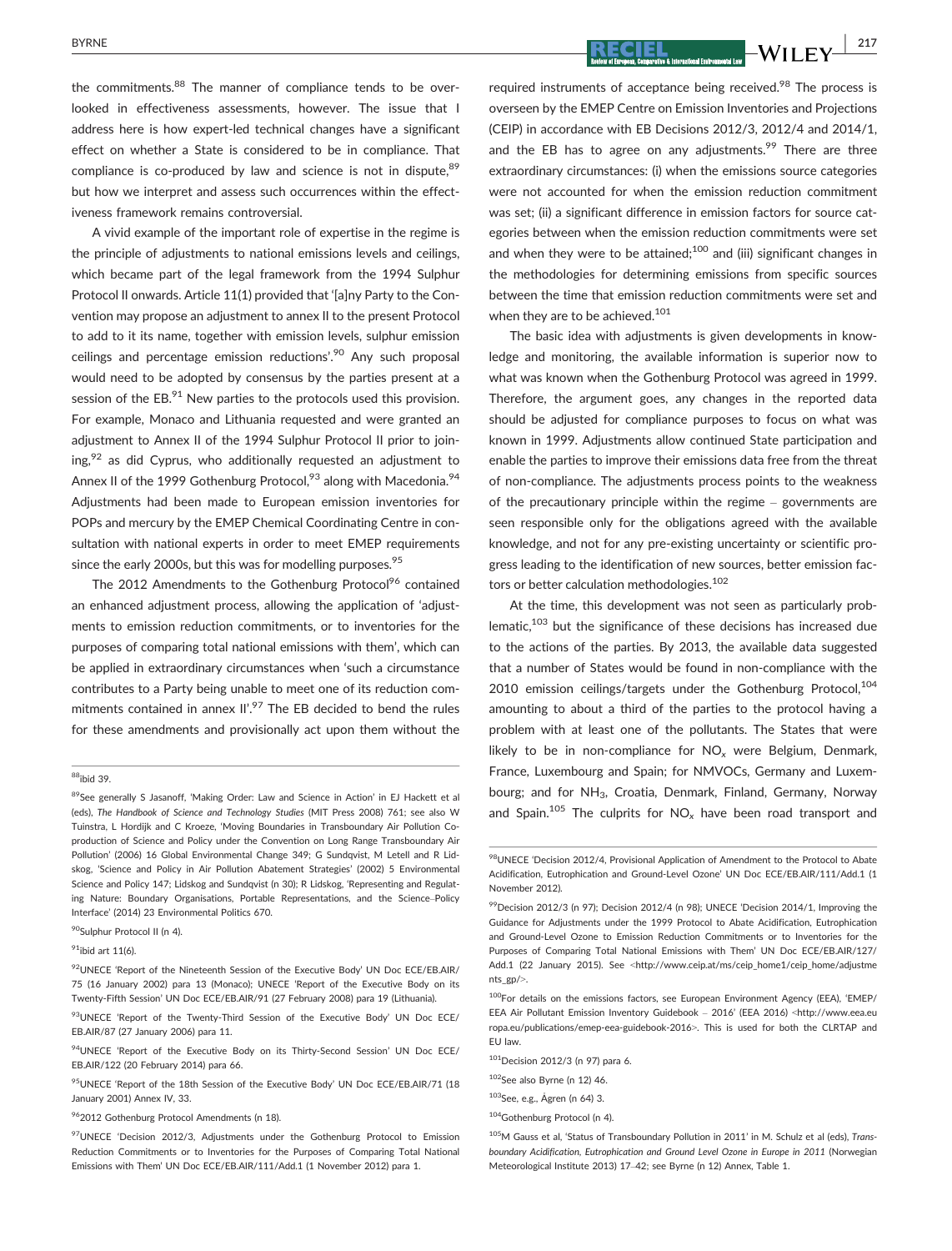the commitments.[88] The manner of compliance tends to be overlooked in effectiveness assessments, however. The issue that I address here is how expert-led technical changes have a significant effect on whether a State is considered to be in compliance. That compliance is co-produced by law and science is not in dispute,[89] but how we interpret and assess such occurrences within the effectiveness framework remains controversial.

A vivid example of the important role of expertise in the regime is the principle of adjustments to national emissions levels and ceilings, which became part of the legal framework from the 1994 Sulphur Protocol II onwards. Article 11(1) provided that '[a]ny Party to the Convention may propose an adjustment to annex II to the present Protocol to add to it its name, together with emission levels, sulphur emission ceilings and percentage emission reductions'.[90] Any such proposal would need to be adopted by consensus by the parties present at a session of the EB.[91] New parties to the protocols used this provision. For example, Monaco and Lithuania requested and were granted an adjustment to Annex II of the 1994 Sulphur Protocol II prior to joining,[92] as did Cyprus, who additionally requested an adjustment to Annex II of the 1999 Gothenburg Protocol,[93] along with Macedonia.[94] Adjustments had been made to European emission inventories for POPs and mercury by the EMEP Chemical Coordinating Centre in consultation with national experts in order to meet EMEP requirements since the early 2000s, but this was for modelling purposes.[95]

The 2012 Amendments to the Gothenburg Protocol[96] contained an enhanced adjustment process, allowing the application of 'adjustments to emission reduction commitments, or to inventories for the purposes of comparing total national emissions with them', which can be applied in extraordinary circumstances when 'such a circumstance contributes to a Party being unable to meet one of its reduction commitments contained in annex II'.[97] The EB decided to bend the rules for these amendments and provisionally act upon them without the required instruments of acceptance being received.[98] The process is overseen by the EMEP Centre on Emission Inventories and Projections (CEIP) in accordance with EB Decisions 2012/3, 2012/4 and 2014/1, and the EB has to agree on any adjustments.[99] There are three extraordinary circumstances: (i) when the emissions source categories were not accounted for when the emission reduction commitment was set; (ii) a significant difference in emission factors for source categories between when the emission reduction commitments were set and when they were to be attained;[100] and (iii) significant changes in the methodologies for determining emissions from specific sources between the time that emission reduction commitments were set and when they are to be achieved.[101]

The basic idea with adjustments is given developments in knowledge and monitoring, the available information is superior now to what was known when the Gothenburg Protocol was agreed in 1999. Therefore, the argument goes, any changes in the reported data should be adjusted for compliance purposes to focus on what was known in 1999. Adjustments allow continued State participation and enable the parties to improve their emissions data free from the threat of non-compliance. The adjustments process points to the weakness of the precautionary principle within the regime – governments are seen responsible only for the obligations agreed with the available knowledge, and not for any pre-existing uncertainty or scientific progress leading to the identification of new sources, better emission factors or better calculation methodologies.[102]

At the time, this development was not seen as particularly problematic,[103] but the significance of these decisions has increased due to the actions of the parties. By 2013, the available data suggested that a number of States would be found in non-compliance with the 2010 emission ceilings/targets under the Gothenburg Protocol,[104] amounting to about a third of the parties to the protocol having a problem with at least one of the pollutants. The States that were likely to be in non-compliance for $NO_x$ were Belgium, Denmark, France, Luxembourg and Spain; for NMVOCs, Germany and Luxembourg; and for $NH_3$, Croatia, Denmark, Finland, Germany, Norway and Spain.[105] The culprits for $NO_x$ have been road transport and

---

[88] ibid 39.

[89] See generally S Jasanoff, 'Making Order: Law and Science in Action' in EJ Hackett et al (eds), *The Handbook of Science and Technology Studies* (MIT Press 2008) 761; see also W Tuinstra, L Hordijk and C Kroeze, 'Moving Boundaries in Transboundary Air Pollution Co-production of Science and Policy under the Convention on Long Range Transboundary Air Pollution' (2006) 16 Global Environmental Change 349; G Sundqvist, M Letell and R Lidskog, 'Science and Policy in Air Pollution Abatement Strategies' (2002) 5 Environmental Science and Policy 147; Lidskog and Sundqvist (n 30); R Lidskog, 'Representing and Regulating Nature: Boundary Organisations, Portable Representations, and the Science–Policy Interface' (2014) 23 Environmental Politics 670.

[90] Sulphur Protocol II (n 4).

[91] ibid art 11(6).

[92] UNECE 'Report of the Nineteenth Session of the Executive Body' UN Doc ECE/EB.AIR/75 (16 January 2002) para 13 (Monaco); UNECE 'Report of the Executive Body on its Twenty-Fifth Session' UN Doc ECE/EB.AIR/91 (27 February 2008) para 19 (Lithuania).

[93] UNECE 'Report of the Twenty-Third Session of the Executive Body' UN Doc ECE/EB.AIR/87 (27 January 2006) para 11.

[94] UNECE 'Report of the Executive Body on its Thirty-Second Session' UN Doc ECE/EB.AIR/122 (20 February 2014) para 66.

[95] UNECE 'Report of the 18th Session of the Executive Body' UN Doc ECE/EB.AIR/71 (18 January 2001) Annex IV, 33.

[96] 2012 Gothenburg Protocol Amendments (n 18).

[97] UNECE 'Decision 2012/3, Adjustments under the Gothenburg Protocol to Emission Reduction Commitments or to Inventories for the Purposes of Comparing Total National Emissions with Them' UN Doc ECE/EB.AIR/111/Add.1 (1 November 2012) para 1.

[98] UNECE 'Decision 2012/4, Provisional Application of Amendment to the Protocol to Abate Acidification, Eutrophication and Ground-Level Ozone' UN Doc ECE/EB.AIR/111/Add.1 (1 November 2012).

[99] Decision 2012/3 (n 97); Decision 2012/4 (n 98); UNECE 'Decision 2014/1, Improving the Guidance for Adjustments under the 1999 Protocol to Abate Acidification, Eutrophication and Ground-Level Ozone to Emission Reduction Commitments or to Inventories for the Purposes of Comparing Total National Emissions with Them' UN Doc ECE/EB.AIR/127/Add.1 (22 January 2015). See <http://www.ceip.at/ms/ceip_home1/ceip_home/adjustments_gp/>.

[100] For details on the emissions factors, see European Environment Agency (EEA), 'EMEP/EEA Air Pollutant Emission Inventory Guidebook – 2016' (EEA 2016) <http://www.eea.europa.eu/publications/emep-eea-guidebook-2016>. This is used for both the CLRTAP and EU law.

[101] Decision 2012/3 (n 97) para 6.

[102] See also Byrne (n 12) 46.

[103] See, e.g., Ågren (n 64) 3.

[104] Gothenburg Protocol (n 4).

[105] M Gauss et al, 'Status of Transboundary Pollution in 2011' in M. Schulz et al (eds), *Transboundary Acidification, Eutrophication and Ground Level Ozone in Europe in 2011* (Norwegian Meteorological Institute 2013) 17–42; see Byrne (n 12) Annex, Table 1.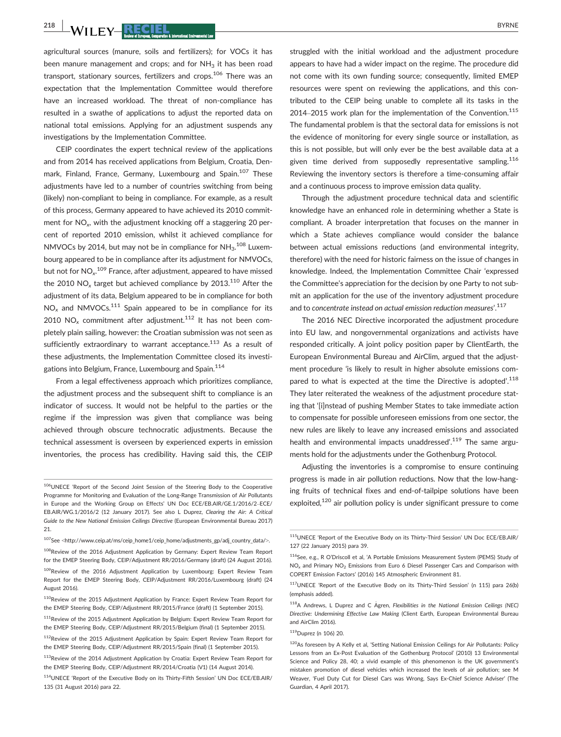agricultural sources (manure, soils and fertilizers); for VOCs it has been manure management and crops; and for $NH_3$ it has been road transport, stationary sources, fertilizers and crops.[106] There was an expectation that the Implementation Committee would therefore have an increased workload. The threat of non-compliance has resulted in a swathe of applications to adjust the reported data on national total emissions. Applying for an adjustment suspends any investigations by the Implementation Committee.

CEIP coordinates the expert technical review of the applications and from 2014 has received applications from Belgium, Croatia, Denmark, Finland, France, Germany, Luxembourg and Spain.[107] These adjustments have led to a number of countries switching from being (likely) non-compliant to being in compliance. For example, as a result of this process, Germany appeared to have achieved its 2010 commitment for $NO_x$, with the adjustment knocking off a staggering 20 percent of reported 2010 emission, whilst it achieved compliance for NMVOCs by 2014, but may not be in compliance for $NH_3$.[108] Luxembourg appeared to be in compliance after its adjustment for NMVOCs, but not for $NO_x$.[109] France, after adjustment, appeared to have missed the 2010 $NO_x$ target but achieved compliance by 2013.[110] After the adjustment of its data, Belgium appeared to be in compliance for both $NO_x$ and NMVOCs.[111] Spain appeared to be in compliance for its 2010 $NO_x$ commitment after adjustment.[112] It has not been completely plain sailing, however: the Croatian submission was not seen as sufficiently extraordinary to warrant acceptance.[113] As a result of these adjustments, the Implementation Committee closed its investigations into Belgium, France, Luxembourg and Spain.[114]

From a legal effectiveness approach which prioritizes compliance, the adjustment process and the subsequent shift to compliance is an indicator of success. It would not be helpful to the parties or the regime if the impression was given that compliance was being achieved through obscure technocratic adjustments. Because the technical assessment is overseen by experienced experts in emission inventories, the process has credibility. Having said this, the CEIP struggled with the initial workload and the adjustment procedure appears to have had a wider impact on the regime. The procedure did not come with its own funding source; consequently, limited EMEP resources were spent on reviewing the applications, and this contributed to the CEIP being unable to complete all its tasks in the 2014–2015 work plan for the implementation of the Convention.[115] The fundamental problem is that the sectoral data for emissions is not the evidence of monitoring for every single source or installation, as this is not possible, but will only ever be the best available data at a given time derived from supposedly representative sampling.[116] Reviewing the inventory sectors is therefore a time-consuming affair and a continuous process to improve emission data quality.

Through the adjustment procedure technical data and scientific knowledge have an enhanced role in determining whether a State is compliant. A broader interpretation that focuses on the manner in which a State achieves compliance would consider the balance between actual emissions reductions (and environmental integrity, therefore) with the need for historic fairness on the issue of changes in knowledge. Indeed, the Implementation Committee Chair 'expressed the Committee's appreciation for the decision by one Party to not submit an application for the use of the inventory adjustment procedure and to *concentrate instead on actual emission reduction measures*'.[117]

The 2016 NEC Directive incorporated the adjustment procedure into EU law, and nongovernmental organizations and activists have responded critically. A joint policy position paper by ClientEarth, the European Environmental Bureau and AirClim, argued that the adjustment procedure 'is likely to result in higher absolute emissions compared to what is expected at the time the Directive is adopted'.[118] They later reiterated the weakness of the adjustment procedure stating that '[i]nstead of pushing Member States to take immediate action to compensate for possible unforeseen emissions from one sector, the new rules are likely to leave any increased emissions and associated health and environmental impacts unaddressed'.[119] The same arguments hold for the adjustments under the Gothenburg Protocol.

Adjusting the inventories is a compromise to ensure continuing progress is made in air pollution reductions. Now that the low-hanging fruits of technical fixes and end-of-tailpipe solutions have been exploited,[120] air pollution policy is under significant pressure to come

---

[106] UNECE 'Report of the Second Joint Session of the Steering Body to the Cooperative Programme for Monitoring and Evaluation of the Long-Range Transmission of Air Pollutants in Europe and the Working Group on Effects' UN Doc ECE/EB.AIR/GE.1/2016/2–ECE/EB.AIR/WG.1/2016/2 (12 January 2017). See also L Duprez, *Clearing the Air: A Critical Guide to the New National Emission Ceilings Directive* (European Environmental Bureau 2017) 21.

[107] See <http://www.ceip.at/ms/ceip_home1/ceip_home/adjustments_gp/adj_country_data/>.

[108] Review of the 2016 Adjustment Application by Germany: Expert Review Team Report for the EMEP Steering Body, CEIP/Adjustment RR/2016/Germany (draft) (24 August 2016).

[109] Review of the 2016 Adjustment Application by Luxembourg: Expert Review Team Report for the EMEP Steering Body, CEIP/Adjustment RR/2016/Luxembourg (draft) (24 August 2016).

[110] Review of the 2015 Adjustment Application by France: Expert Review Team Report for the EMEP Steering Body, CEIP/Adjustment RR/2015/France (draft) (1 September 2015).

[111] Review of the 2015 Adjustment Application by Belgium: Expert Review Team Report for the EMEP Steering Body, CEIP/Adjustment RR/2015/Belgium (final) (1 September 2015).

[112] Review of the 2015 Adjustment Application by Spain: Expert Review Team Report for the EMEP Steering Body, CEIP/Adjustment RR/2015/Spain (final) (1 September 2015).

[113] Review of the 2014 Adjustment Application by Croatia: Expert Review Team Report for the EMEP Steering Body, CEIP/Adjustment RR/2014/Croatia (V1) (14 August 2014).

[114] UNECE 'Report of the Executive Body on its Thirty-Fifth Session' UN Doc ECE/EB.AIR/135 (31 August 2016) para 22.

[115] UNECE 'Report of the Executive Body on its Thirty-Third Session' UN Doc ECE/EB.AIR/127 (22 January 2015) para 39.

[116] See, e.g., R O'Driscoll et al, 'A Portable Emissions Measurement System (PEMS) Study of $NO_x$ and Primary $NO_2$ Emissions from Euro 6 Diesel Passenger Cars and Comparison with COPERT Emission Factors' (2016) 145 Atmospheric Environment 81.

[117] UNECE 'Report of the Executive Body on its Thirty-Third Session' (n 115) para 26(b) (emphasis added).

[118] A Andrews, L Duprez and C Ågren, *Flexibilities in the National Emission Ceilings (NEC) Directive: Undermining Effective Law Making* (Client Earth, European Environmental Bureau and AirClim 2016).

[119] Duprez (n 106) 20.

[120] As foreseen by A Kelly et al, 'Setting National Emission Ceilings for Air Pollutants: Policy Lessons from an Ex-Post Evaluation of the Gothenburg Protocol' (2010) 13 Environmental Science and Policy 28, 40; a vivid example of this phenomenon is the UK government's mistaken promotion of diesel vehicles which increased the levels of air pollution; see M Weaver, 'Fuel Duty Cut for Diesel Cars was Wrong, Says Ex-Chief Science Adviser' (The Guardian, 4 April 2017).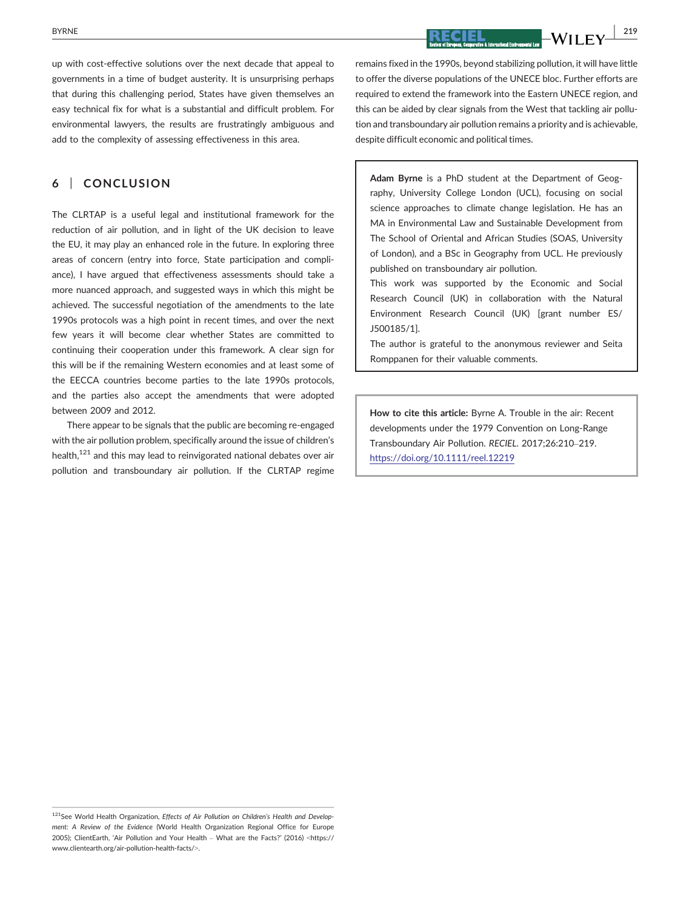up with cost-effective solutions over the next decade that appeal to governments in a time of budget austerity. It is unsurprising perhaps that during this challenging period, States have given themselves an easy technical fix for what is a substantial and difficult problem. For environmental lawyers, the results are frustratingly ambiguous and add to the complexity of assessing effectiveness in this area.

## 6 | CONCLUSION

The CLRTAP is a useful legal and institutional framework for the reduction of air pollution, and in light of the UK decision to leave the EU, it may play an enhanced role in the future. In exploring three areas of concern (entry into force, State participation and compliance), I have argued that effectiveness assessments should take a more nuanced approach, and suggested ways in which this might be achieved. The successful negotiation of the amendments to the late 1990s protocols was a high point in recent times, and over the next few years it will become clear whether States are committed to continuing their cooperation under this framework. A clear sign for this will be if the remaining Western economies and at least some of the EECCA countries become parties to the late 1990s protocols, and the parties also accept the amendments that were adopted between 2009 and 2012.

There appear to be signals that the public are becoming re-engaged with the air pollution problem, specifically around the issue of children's health,[121] and this may lead to reinvigorated national debates over air pollution and transboundary air pollution. If the CLRTAP regime remains fixed in the 1990s, beyond stabilizing pollution, it will have little to offer the diverse populations of the UNECE bloc. Further efforts are required to extend the framework into the Eastern UNECE region, and this can be aided by clear signals from the West that tackling air pollution and transboundary air pollution remains a priority and is achievable, despite difficult economic and political times.

**Adam Byrne** is a PhD student at the Department of Geography, University College London (UCL), focusing on social science approaches to climate change legislation. He has an MA in Environmental Law and Sustainable Development from The School of Oriental and African Studies (SOAS, University of London), and a BSc in Geography from UCL. He previously published on transboundary air pollution.

This work was supported by the Economic and Social Research Council (UK) in collaboration with the Natural Environment Research Council (UK) [grant number ES/J500185/1].

The author is grateful to the anonymous reviewer and Seita Romppanen for their valuable comments.

**How to cite this article:** Byrne A. Trouble in the air: Recent developments under the 1979 Convention on Long-Range Transboundary Air Pollution. *RECIEL*. 2017;26:210–219. https://doi.org/10.1111/reel.12219

---

[121] See World Health Organization, *Effects of Air Pollution on Children's Health and Development: A Review of the Evidence* (World Health Organization Regional Office for Europe 2005); ClientEarth, 'Air Pollution and Your Health – What are the Facts?' (2016) <https://www.clientearth.org/air-pollution-health-facts/>.